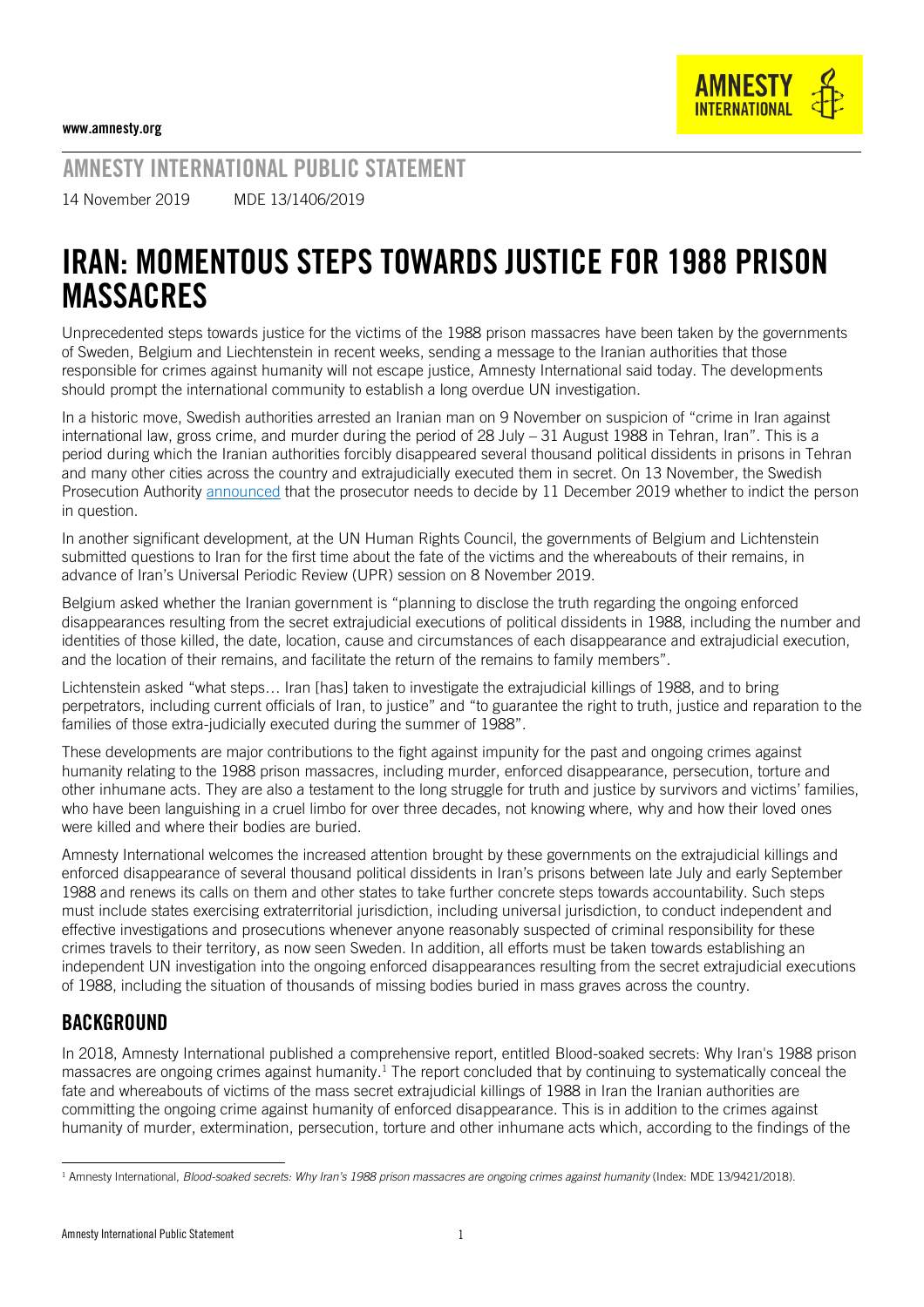www.amnesty.org

AMNESTY INTERNATIONAL PUBLIC STATEMENT

14 November 2019 MDE 13/1406/2019

# IRAN: MOMENTOUS STEPS TOWARDS JUSTICE FOR 1988 PRISON MASSACRES

Unprecedented steps towards justice for the victims of the 1988 prison massacres have been taken by the governments of Sweden, Belgium and Liechtenstein in recent weeks, sending a message to the Iranian authorities that those responsible for crimes against humanity will not escape justice, Amnesty International said today. The developments should prompt the international community to establish a long overdue UN investigation.

In a historic move, Swedish authorities arrested an Iranian man on 9 November on suspicion of "crime in Iran against international law, gross crime, and murder during the period of 28 July – 31 August 1988 in Tehran, Iran". This is a period during which the Iranian authorities forcibly disappeared several thousand political dissidents in prisons in Tehran and many other cities across the country and extrajudicially executed them in secret. On 13 November, the Swedish Prosecution Authority announced that the prosecutor needs to decide by 11 December 2019 whether to indict the person in question.

In another significant development, at the UN Human Rights Council, the governments of Belgium and Lichtenstein submitted questions to Iran for the first time about the fate of the victims and the whereabouts of their remains, in advance of Iran's Universal Periodic Review (UPR) session on 8 November 2019.

Belgium asked whether the Iranian government is "planning to disclose the truth regarding the ongoing enforced disappearances resulting from the secret extrajudicial executions of political dissidents in 1988, including the number and identities of those killed, the date, location, cause and circumstances of each disappearance and extrajudicial execution, and the location of their remains, and facilitate the return of the remains to family members".

Lichtenstein asked "what steps… Iran [has] taken to investigate the extrajudicial killings of 1988, and to bring perpetrators, including current officials of Iran, to justice" and "to guarantee the right to truth, justice and reparation to the families of those extra-judicially executed during the summer of 1988".

These developments are major contributions to the fight against impunity for the past and ongoing crimes against humanity relating to the 1988 prison massacres, including murder, enforced disappearance, persecution, torture and other inhumane acts. They are also a testament to the long struggle for truth and justice by survivors and victims' families, who have been languishing in a cruel limbo for over three decades, not knowing where, why and how their loved ones were killed and where their bodies are buried.

Amnesty International welcomes the increased attention brought by these governments on the extrajudicial killings and enforced disappearance of several thousand political dissidents in Iran's prisons between late July and early September 1988 and renews its calls on them and other states to take further concrete steps towards accountability. Such steps must include states exercising extraterritorial jurisdiction, including universal jurisdiction, to conduct independent and effective investigations and prosecutions whenever anyone reasonably suspected of criminal responsibility for these crimes travels to their territory, as now seen Sweden. In addition, all efforts must be taken towards establishing an independent UN investigation into the ongoing enforced disappearances resulting from the secret extrajudicial executions of 1988, including the situation of thousands of missing bodies buried in mass graves across the country.

## BACKGROUND

In 2018, Amnesty International published a comprehensive report, entitled Blood-soaked secrets: Why Iran's 1988 prison massacres are ongoing crimes against humanity.[1] The report concluded that by continuing to systematically conceal the fate and whereabouts of victims of the mass secret extrajudicial killings of 1988 in Iran the Iranian authorities are committing the ongoing crime against humanity of enforced disappearance. This is in addition to the crimes against humanity of murder, extermination, persecution, torture and other inhumane acts which, according to the findings of the

[1] Amnesty International, *Blood-soaked secrets: Why Iran's 1988 prison massacres are ongoing crimes against humanity* (Index: MDE 13/9421/2018).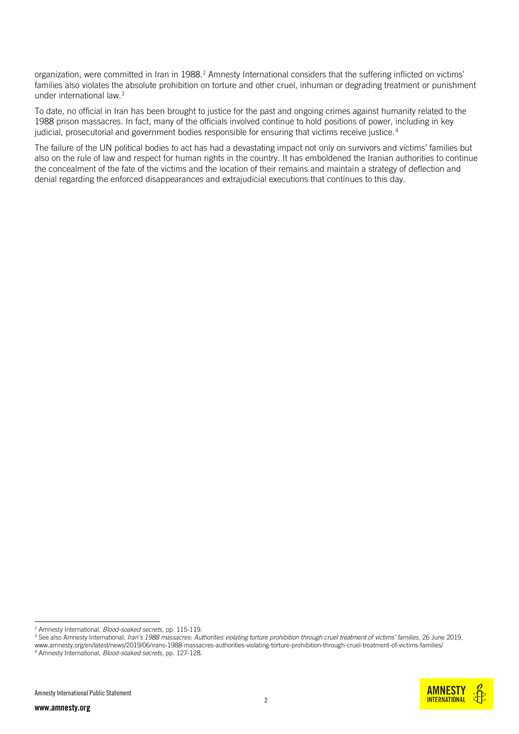organization, were committed in Iran in 1988.[2] Amnesty International considers that the suffering inflicted on victims' families also violates the absolute prohibition on torture and other cruel, inhuman or degrading treatment or punishment under international law.[3]

To date, no official in Iran has been brought to justice for the past and ongoing crimes against humanity related to the 1988 prison massacres. In fact, many of the officials involved continue to hold positions of power, including in key judicial, prosecutorial and government bodies responsible for ensuring that victims receive justice.[4]

The failure of the UN political bodies to act has had a devastating impact not only on survivors and victims' families but also on the rule of law and respect for human rights in the country. It has emboldened the Iranian authorities to continue the concealment of the fate of the victims and the location of their remains and maintain a strategy of deflection and denial regarding the enforced disappearances and extrajudicial executions that continues to this day.

---

[2] Amnesty International, *Blood-soaked secrets*, pp. 115-119.

[3] See also Amnesty International, *Iran's 1988 massacres: Authorities violating torture prohibition through cruel treatment of victims' families*, 26 June 2019, www.amnesty.org/en/latest/news/2019/06/irans-1988-massacres-authorities-violating-torture-prohibition-through-cruel-treatment-of-victims-families/

[4] Amnesty International, *Blood-soaked secrets*, pp. 127-128.